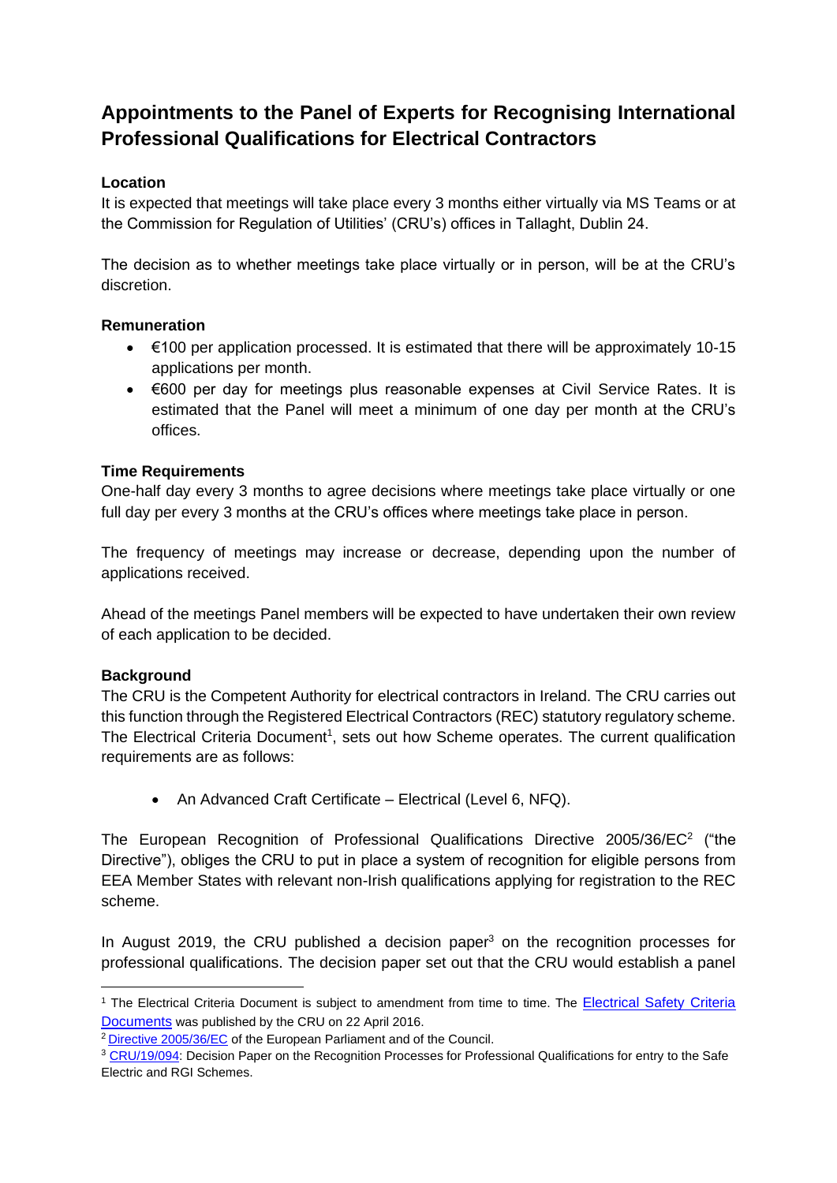# Appointments to the Panel of Experts for Recognising International Professional Qualifications for Electrical Contractors

**Location**

It is expected that meetings will take place every 3 months either virtually via MS Teams or at the Commission for Regulation of Utilities' (CRU's) offices in Tallaght, Dublin 24.

The decision as to whether meetings take place virtually or in person, will be at the CRU's discretion.

**Remuneration**

- €100 per application processed. It is estimated that there will be approximately 10-15 applications per month.
- €600 per day for meetings plus reasonable expenses at Civil Service Rates. It is estimated that the Panel will meet a minimum of one day per month at the CRU's offices.

**Time Requirements**

One-half day every 3 months to agree decisions where meetings take place virtually or one full day per every 3 months at the CRU's offices where meetings take place in person.

The frequency of meetings may increase or decrease, depending upon the number of applications received.

Ahead of the meetings Panel members will be expected to have undertaken their own review of each application to be decided.

**Background**

The CRU is the Competent Authority for electrical contractors in Ireland. The CRU carries out this function through the Registered Electrical Contractors (REC) statutory regulatory scheme. The Electrical Criteria Document[1], sets out how Scheme operates. The current qualification requirements are as follows:

- An Advanced Craft Certificate – Electrical (Level 6, NFQ).

The European Recognition of Professional Qualifications Directive 2005/36/EC[2] ("the Directive"), obliges the CRU to put in place a system of recognition for eligible persons from EEA Member States with relevant non-Irish qualifications applying for registration to the REC scheme.

In August 2019, the CRU published a decision paper[3] on the recognition processes for professional qualifications. The decision paper set out that the CRU would establish a panel

---

[1] The Electrical Criteria Document is subject to amendment from time to time. The Electrical Safety Criteria Documents was published by the CRU on 22 April 2016.

[2] Directive 2005/36/EC of the European Parliament and of the Council.

[3] CRU/19/094: Decision Paper on the Recognition Processes for Professional Qualifications for entry to the Safe Electric and RGI Schemes.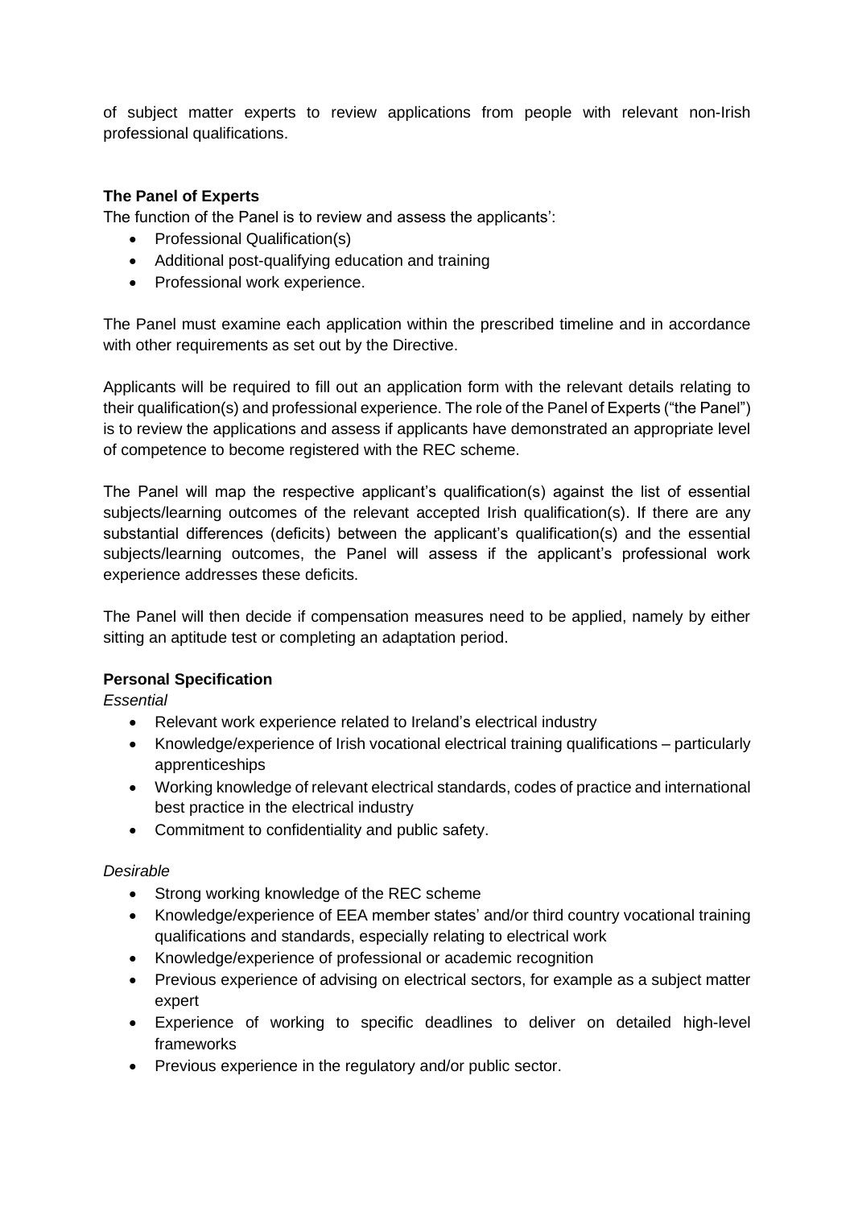of subject matter experts to review applications from people with relevant non-Irish professional qualifications.

**The Panel of Experts**

The function of the Panel is to review and assess the applicants':

- Professional Qualification(s)
- Additional post-qualifying education and training
- Professional work experience.

The Panel must examine each application within the prescribed timeline and in accordance with other requirements as set out by the Directive.

Applicants will be required to fill out an application form with the relevant details relating to their qualification(s) and professional experience. The role of the Panel of Experts ("the Panel") is to review the applications and assess if applicants have demonstrated an appropriate level of competence to become registered with the REC scheme.

The Panel will map the respective applicant's qualification(s) against the list of essential subjects/learning outcomes of the relevant accepted Irish qualification(s). If there are any substantial differences (deficits) between the applicant's qualification(s) and the essential subjects/learning outcomes, the Panel will assess if the applicant's professional work experience addresses these deficits.

The Panel will then decide if compensation measures need to be applied, namely by either sitting an aptitude test or completing an adaptation period.

**Personal Specification**

*Essential*

- Relevant work experience related to Ireland's electrical industry
- Knowledge/experience of Irish vocational electrical training qualifications – particularly apprenticeships
- Working knowledge of relevant electrical standards, codes of practice and international best practice in the electrical industry
- Commitment to confidentiality and public safety.

*Desirable*

- Strong working knowledge of the REC scheme
- Knowledge/experience of EEA member states' and/or third country vocational training qualifications and standards, especially relating to electrical work
- Knowledge/experience of professional or academic recognition
- Previous experience of advising on electrical sectors, for example as a subject matter expert
- Experience of working to specific deadlines to deliver on detailed high-level frameworks
- Previous experience in the regulatory and/or public sector.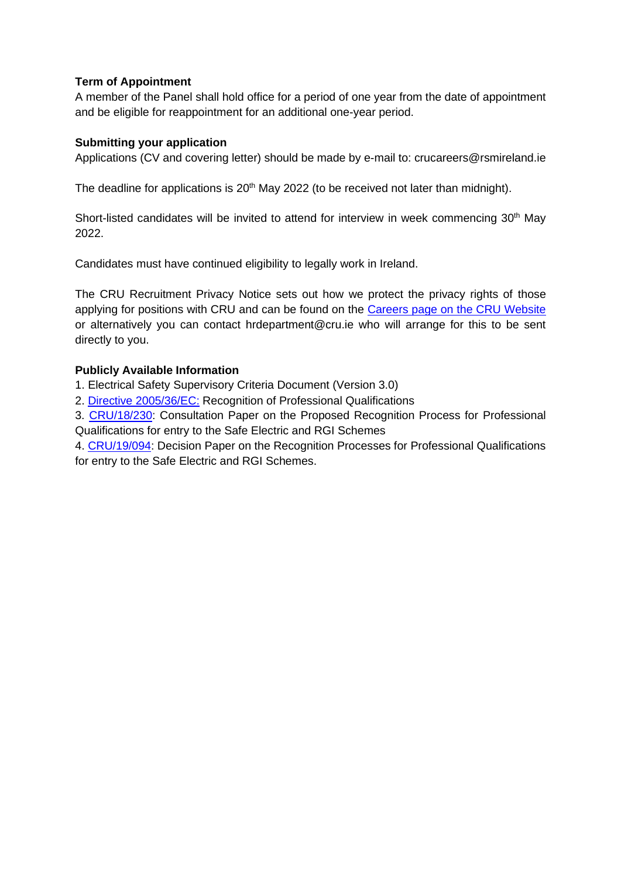**Term of Appointment**

A member of the Panel shall hold office for a period of one year from the date of appointment and be eligible for reappointment for an additional one-year period.

**Submitting your application**

Applications (CV and covering letter) should be made by e-mail to: crucareers@rsmireland.ie

The deadline for applications is 20th May 2022 (to be received not later than midnight).

Short-listed candidates will be invited to attend for interview in week commencing 30th May 2022.

Candidates must have continued eligibility to legally work in Ireland.

The CRU Recruitment Privacy Notice sets out how we protect the privacy rights of those applying for positions with CRU and can be found on the Careers page on the CRU Website or alternatively you can contact hrdepartment@cru.ie who will arrange for this to be sent directly to you.

**Publicly Available Information**

1. Electrical Safety Supervisory Criteria Document (Version 3.0)
2. Directive 2005/36/EC: Recognition of Professional Qualifications
3. CRU/18/230: Consultation Paper on the Proposed Recognition Process for Professional Qualifications for entry to the Safe Electric and RGI Schemes
4. CRU/19/094: Decision Paper on the Recognition Processes for Professional Qualifications for entry to the Safe Electric and RGI Schemes.